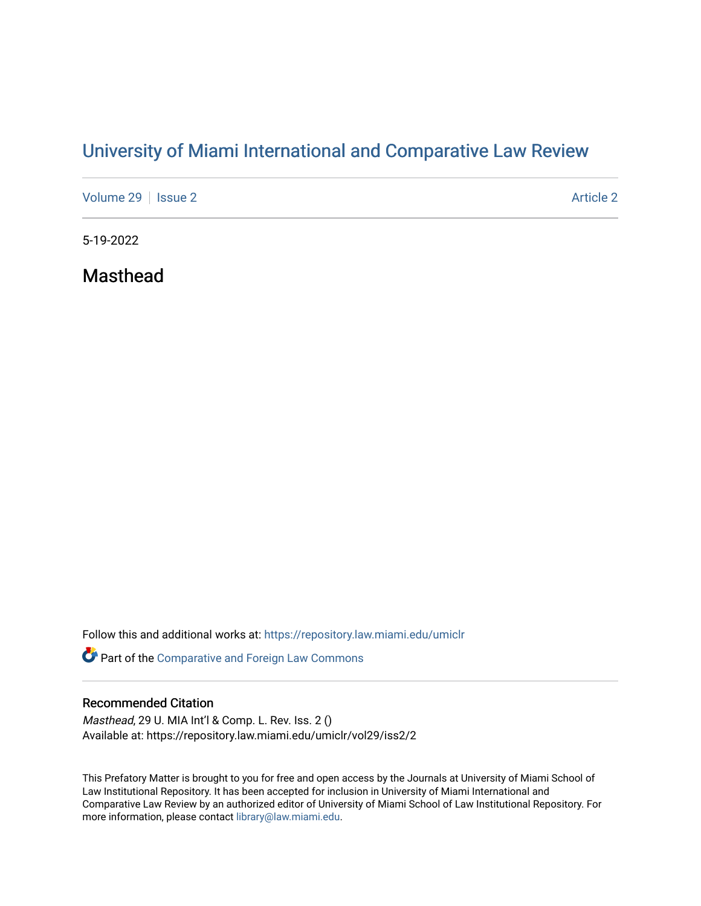# University of Miami International and Comparative Law Review

Volume 29 | Issue 2 | Article 2

5-19-2022

## Masthead

Follow this and additional works at: https://repository.law.miami.edu/umiclr

Part of the Comparative and Foreign Law Commons

### Recommended Citation

*Masthead*, 29 U. MIA Int'l & Comp. L. Rev. Iss. 2 ()
Available at: https://repository.law.miami.edu/umiclr/vol29/iss2/2

This Prefatory Matter is brought to you for free and open access by the Journals at University of Miami School of Law Institutional Repository. It has been accepted for inclusion in University of Miami International and Comparative Law Review by an authorized editor of University of Miami School of Law Institutional Repository. For more information, please contact library@law.miami.edu.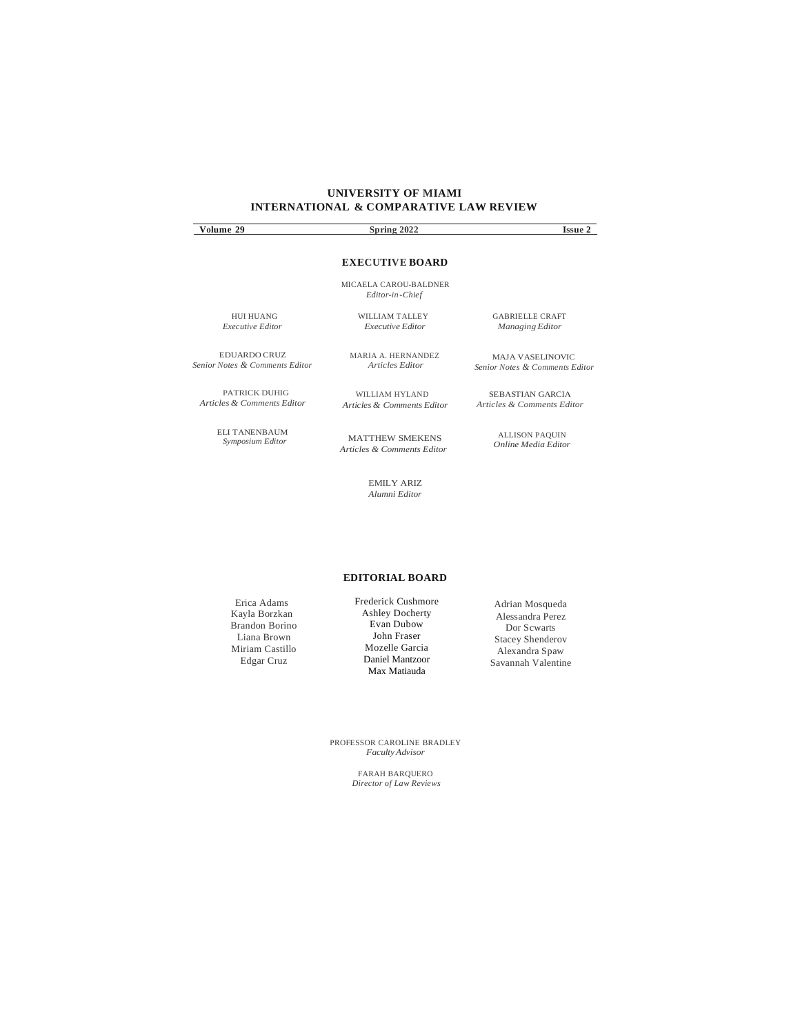# UNIVERSITY OF MIAMI
# INTERNATIONAL & COMPARATIVE LAW REVIEW

**Volume 29** | **Spring 2022** | **Issue 2**

## EXECUTIVE BOARD

MICAELA CAROU-BALDNER
*Editor-in-Chief*

HUI HUANG
*Executive Editor*

WILLIAM TALLEY
*Executive Editor*

GABRIELLE CRAFT
*Managing Editor*

EDUARDO CRUZ
*Senior Notes & Comments Editor*

MARIA A. HERNANDEZ
*Articles Editor*

MAJA VASELINOVIC
*Senior Notes & Comments Editor*

PATRICK DUHIG
*Articles & Comments Editor*

WILLIAM HYLAND
*Articles & Comments Editor*

SEBASTIAN GARCIA
*Articles & Comments Editor*

ELI TANENBAUM
*Symposium Editor*

MATTHEW SMEKENS
*Articles & Comments Editor*

ALLISON PAQUIN
*Online Media Editor*

EMILY ARIZ
*Alumni Editor*

## EDITORIAL BOARD

Erica Adams
Kayla Borzkan
Brandon Borino
Liana Brown
Miriam Castillo
Edgar Cruz

Frederick Cushmore
Ashley Docherty
Evan Dubow
John Fraser
Mozelle Garcia
Daniel Mantzoor
Max Matiauda

Adrian Mosqueda
Alessandra Perez
Dor Scwarts
Stacey Shenderov
Alexandra Spaw
Savannah Valentine

PROFESSOR CAROLINE BRADLEY
*Faculty Advisor*

FARAH BARQUERO
*Director of Law Reviews*